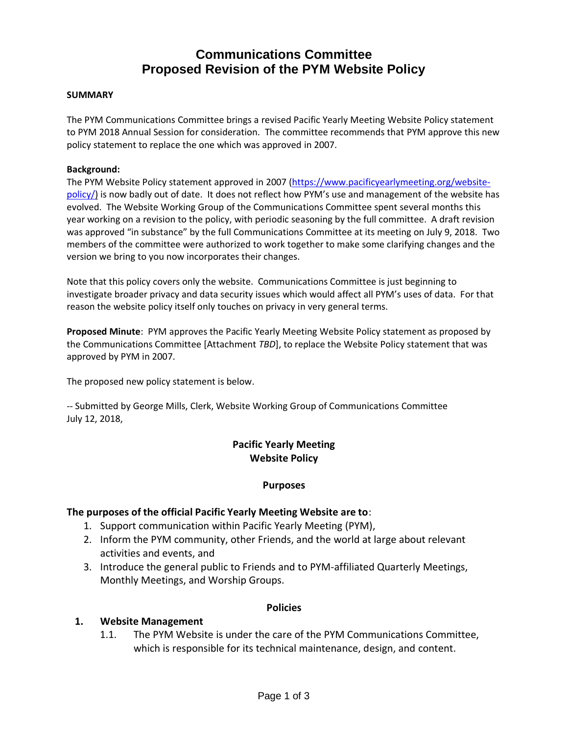# Communications Committee
# Proposed Revision of the PYM Website Policy

**SUMMARY**

The PYM Communications Committee brings a revised Pacific Yearly Meeting Website Policy statement to PYM 2018 Annual Session for consideration. The committee recommends that PYM approve this new policy statement to replace the one which was approved in 2007.

**Background:**

The PYM Website Policy statement approved in 2007 (https://www.pacificyearlymeeting.org/website-policy/) is now badly out of date. It does not reflect how PYM's use and management of the website has evolved. The Website Working Group of the Communications Committee spent several months this year working on a revision to the policy, with periodic seasoning by the full committee. A draft revision was approved "in substance" by the full Communications Committee at its meeting on July 9, 2018. Two members of the committee were authorized to work together to make some clarifying changes and the version we bring to you now incorporates their changes.

Note that this policy covers only the website. Communications Committee is just beginning to investigate broader privacy and data security issues which would affect all PYM's uses of data. For that reason the website policy itself only touches on privacy in very general terms.

**Proposed Minute**: PYM approves the Pacific Yearly Meeting Website Policy statement as proposed by the Communications Committee [Attachment *TBD*], to replace the Website Policy statement that was approved by PYM in 2007.

The proposed new policy statement is below.

-- Submitted by George Mills, Clerk, Website Working Group of Communications Committee
July 12, 2018,

## Pacific Yearly Meeting
## Website Policy

### Purposes

**The purposes of the official Pacific Yearly Meeting Website are to**:

1. Support communication within Pacific Yearly Meeting (PYM),
2. Inform the PYM community, other Friends, and the world at large about relevant activities and events, and
3. Introduce the general public to Friends and to PYM-affiliated Quarterly Meetings, Monthly Meetings, and Worship Groups.

### Policies

**1. Website Management**

1.1. The PYM Website is under the care of the PYM Communications Committee, which is responsible for its technical maintenance, design, and content.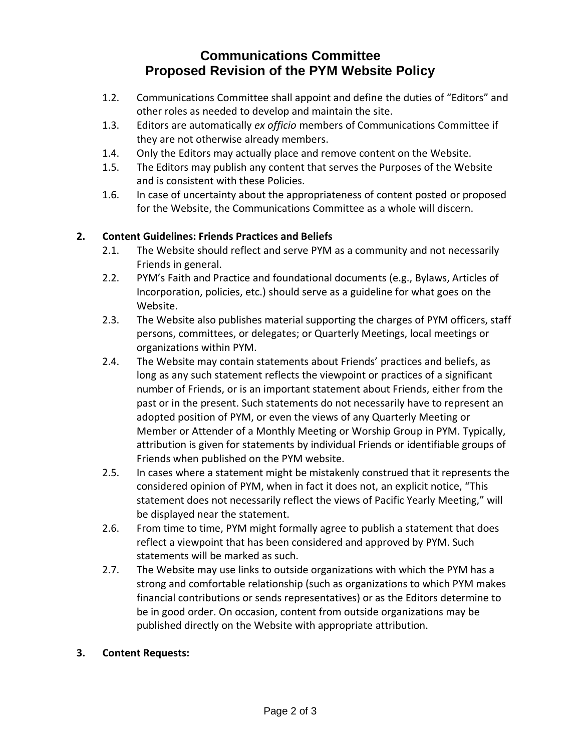# Communications Committee
# Proposed Revision of the PYM Website Policy

1.2. Communications Committee shall appoint and define the duties of "Editors" and other roles as needed to develop and maintain the site.

1.3. Editors are automatically *ex officio* members of Communications Committee if they are not otherwise already members.

1.4. Only the Editors may actually place and remove content on the Website.

1.5. The Editors may publish any content that serves the Purposes of the Website and is consistent with these Policies.

1.6. In case of uncertainty about the appropriateness of content posted or proposed for the Website, the Communications Committee as a whole will discern.

**2. Content Guidelines: Friends Practices and Beliefs**

2.1. The Website should reflect and serve PYM as a community and not necessarily Friends in general.

2.2. PYM's Faith and Practice and foundational documents (e.g., Bylaws, Articles of Incorporation, policies, etc.) should serve as a guideline for what goes on the Website.

2.3. The Website also publishes material supporting the charges of PYM officers, staff persons, committees, or delegates; or Quarterly Meetings, local meetings or organizations within PYM.

2.4. The Website may contain statements about Friends' practices and beliefs, as long as any such statement reflects the viewpoint or practices of a significant number of Friends, or is an important statement about Friends, either from the past or in the present. Such statements do not necessarily have to represent an adopted position of PYM, or even the views of any Quarterly Meeting or Member or Attender of a Monthly Meeting or Worship Group in PYM. Typically, attribution is given for statements by individual Friends or identifiable groups of Friends when published on the PYM website.

2.5. In cases where a statement might be mistakenly construed that it represents the considered opinion of PYM, when in fact it does not, an explicit notice, "This statement does not necessarily reflect the views of Pacific Yearly Meeting," will be displayed near the statement.

2.6. From time to time, PYM might formally agree to publish a statement that does reflect a viewpoint that has been considered and approved by PYM. Such statements will be marked as such.

2.7. The Website may use links to outside organizations with which the PYM has a strong and comfortable relationship (such as organizations to which PYM makes financial contributions or sends representatives) or as the Editors determine to be in good order. On occasion, content from outside organizations may be published directly on the Website with appropriate attribution.

**3. Content Requests:**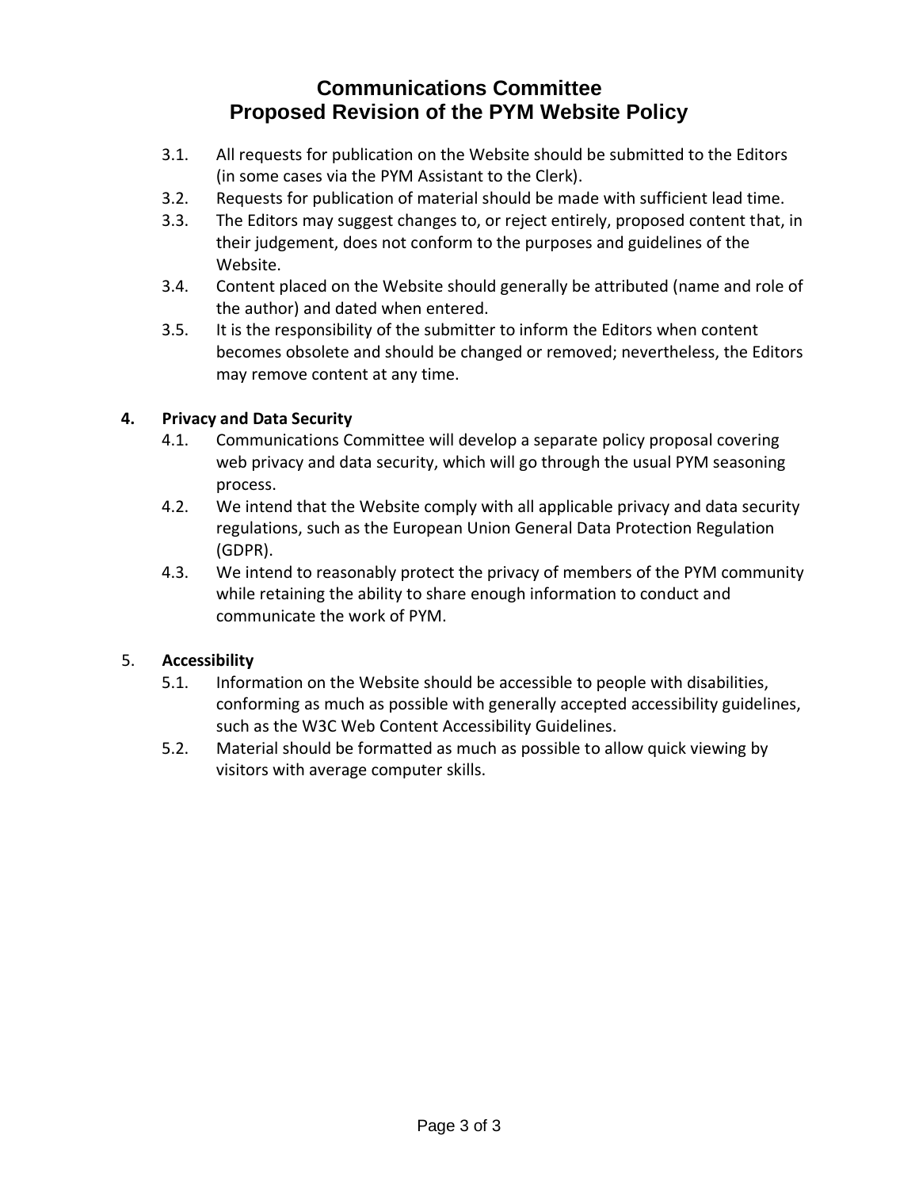# Communications Committee
# Proposed Revision of the PYM Website Policy

3.1. All requests for publication on the Website should be submitted to the Editors (in some cases via the PYM Assistant to the Clerk).

3.2. Requests for publication of material should be made with sufficient lead time.

3.3. The Editors may suggest changes to, or reject entirely, proposed content that, in their judgement, does not conform to the purposes and guidelines of the Website.

3.4. Content placed on the Website should generally be attributed (name and role of the author) and dated when entered.

3.5. It is the responsibility of the submitter to inform the Editors when content becomes obsolete and should be changed or removed; nevertheless, the Editors may remove content at any time.

**4. Privacy and Data Security**

4.1. Communications Committee will develop a separate policy proposal covering web privacy and data security, which will go through the usual PYM seasoning process.

4.2. We intend that the Website comply with all applicable privacy and data security regulations, such as the European Union General Data Protection Regulation (GDPR).

4.3. We intend to reasonably protect the privacy of members of the PYM community while retaining the ability to share enough information to conduct and communicate the work of PYM.

5. **Accessibility**

5.1. Information on the Website should be accessible to people with disabilities, conforming as much as possible with generally accepted accessibility guidelines, such as the W3C Web Content Accessibility Guidelines.

5.2. Material should be formatted as much as possible to allow quick viewing by visitors with average computer skills.